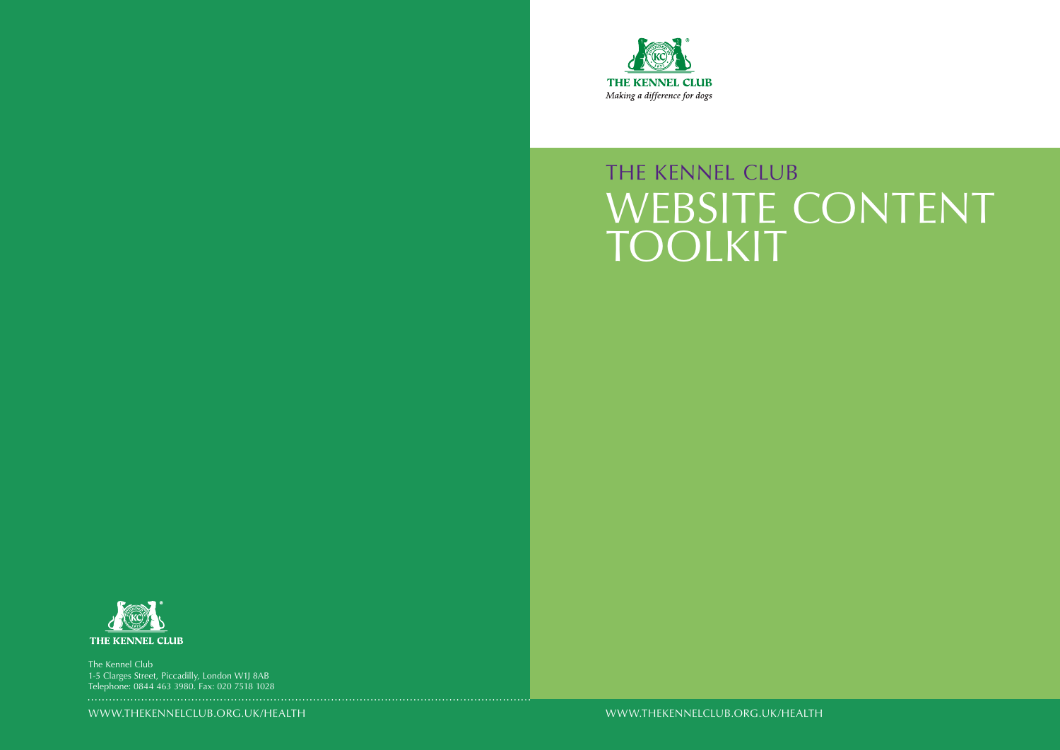THE KENNEL CLUB

*Making a difference for dogs*

# THE KENNEL CLUB WEBSITE CONTENT TOOLKIT

WWW.THEKENNELCLUB.ORG.UK/HEALTH

THE KENNEL CLUB

The Kennel Club
1-5 Clarges Street, Piccadilly, London W1J 8AB
Telephone: 0844 463 3980. Fax: 020 7518 1028

WWW.THEKENNELCLUB.ORG.UK/HEALTH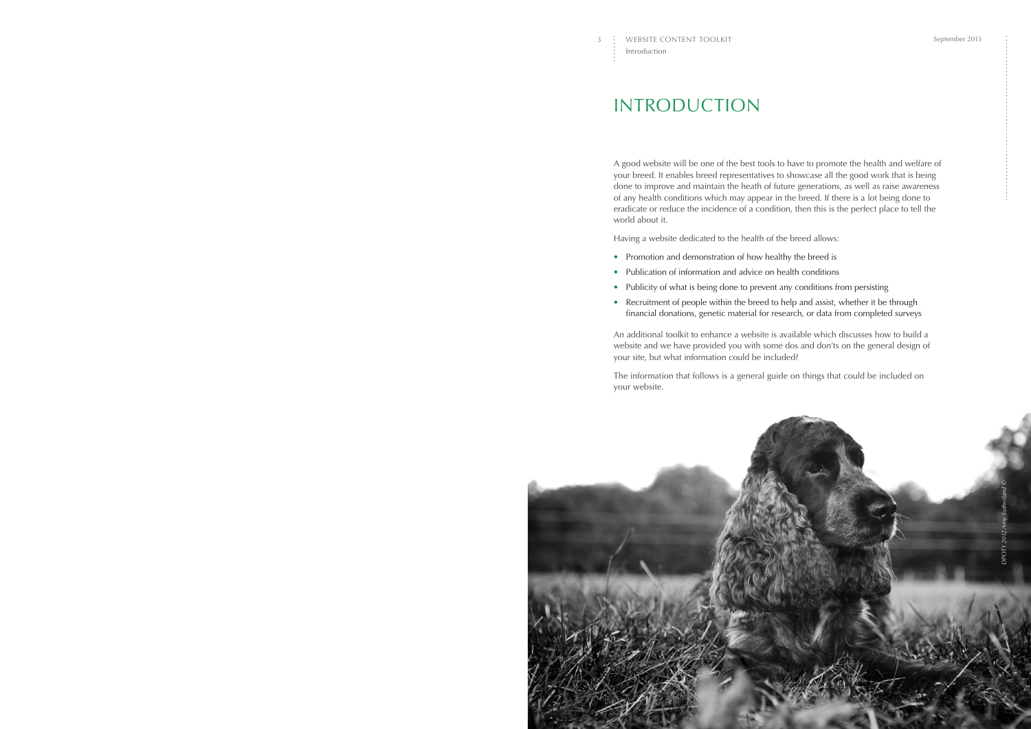# INTRODUCTION

A good website will be one of the best tools to have to promote the health and welfare of your breed. It enables breed representatives to showcase all the good work that is being done to improve and maintain the heath of future generations, as well as raise awareness of any health conditions which may appear in the breed. If there is a lot being done to eradicate or reduce the incidence of a condition, then this is the perfect place to tell the world about it.

Having a website dedicated to the health of the breed allows:

- Promotion and demonstration of how healthy the breed is
- Publication of information and advice on health conditions
- Publicity of what is being done to prevent any conditions from persisting
- Recruitment of people within the breed to help and assist, whether it be through financial donations, genetic material for research, or data from completed surveys

An additional toolkit to enhance a website is available which discusses how to build a website and we have provided you with some dos and don'ts on the general design of your site, but what information could be included?

The information that follows is a general guide on things that could be included on your website.

*DPOTY 2012 Amy Sutherland ©*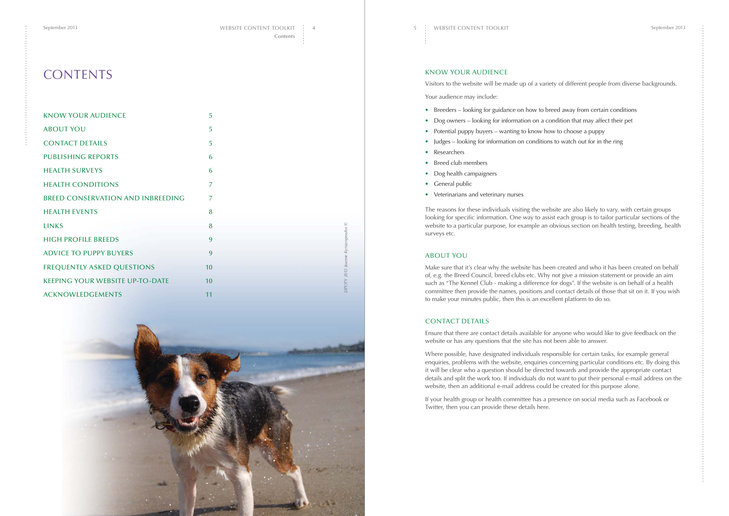# CONTENTS

| | |
|---|---|
| KNOW YOUR AUDIENCE | 5 |
| ABOUT YOU | 5 |
| CONTACT DETAILS | 5 |
| PUBLISHING REPORTS | 6 |
| HEALTH SURVEYS | 6 |
| HEALTH CONDITIONS | 7 |
| BREED CONSERVATION AND INBREEDING | 7 |
| HEALTH EVENTS | 8 |
| LINKS | 8 |
| HIGH PROFILE BREEDS | 9 |
| ADVICE TO PUPPY BUYERS | 9 |
| FREQUENTLY ASKED QUESTIONS | 10 |
| KEEPING YOUR WEBSITE UP-TO-DATE | 10 |
| ACKNOWLEDGEMENTS | 11 |

*DPOTY 2012 Joanne Kyriazopoulos ©*

## KNOW YOUR AUDIENCE

Visitors to the website will be made up of a variety of different people from diverse backgrounds.

Your audience may include:

- Breeders – looking for guidance on how to breed away from certain conditions
- Dog owners – looking for information on a condition that may affect their pet
- Potential puppy buyers – wanting to know how to choose a puppy
- Judges – looking for information on conditions to watch out for in the ring
- Researchers
- Breed club members
- Dog health campaigners
- General public
- Veterinarians and veterinary nurses

The reasons for these individuals visiting the website are also likely to vary, with certain groups looking for specific information. One way to assist each group is to tailor particular sections of the website to a particular purpose, for example an obvious section on health testing, breeding, health surveys etc.

## ABOUT YOU

Make sure that it's clear why the website has been created and who it has been created on behalf of, e.g. the Breed Council, breed clubs etc. Why not give a mission statement or provide an aim such as "The Kennel Club - making a difference for dogs". If the website is on behalf of a health committee then provide the names, positions and contact details of those that sit on it. If you wish to make your minutes public, then this is an excellent platform to do so.

## CONTACT DETAILS

Ensure that there are contact details available for anyone who would like to give feedback on the website or has any questions that the site has not been able to answer.

Where possible, have designated individuals responsible for certain tasks, for example general enquiries, problems with the website, enquiries concerning particular conditions etc. By doing this it will be clear who a question should be directed towards and provide the appropriate contact details and split the work too. If individuals do not want to put their personal e-mail address on the website, then an additional e-mail address could be created for this purpose alone.

If your health group or health committee has a presence on social media such as Facebook or Twitter, then you can provide these details here.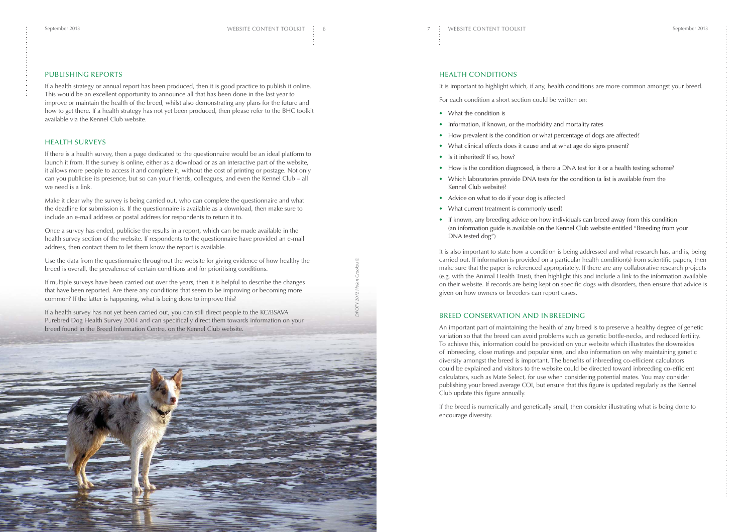## PUBLISHING REPORTS

If a health strategy or annual report has been produced, then it is good practice to publish it online. This would be an excellent opportunity to announce all that has been done in the last year to improve or maintain the health of the breed, whilst also demonstrating any plans for the future and how to get there. If a health strategy has not yet been produced, then please refer to the BHC toolkit available via the Kennel Club website.

## HEALTH SURVEYS

If there is a health survey, then a page dedicated to the questionnaire would be an ideal platform to launch it from. If the survey is online, either as a download or as an interactive part of the website, it allows more people to access it and complete it, without the cost of printing or postage. Not only can you publicise its presence, but so can your friends, colleagues, and even the Kennel Club – all we need is a link.

Make it clear why the survey is being carried out, who can complete the questionnaire and what the deadline for submission is. If the questionnaire is available as a download, then make sure to include an e-mail address or postal address for respondents to return it to.

Once a survey has ended, publicise the results in a report, which can be made available in the health survey section of the website. If respondents to the questionnaire have provided an e-mail address, then contact them to let them know the report is available.

Use the data from the questionnaire throughout the website for giving evidence of how healthy the breed is overall, the prevalence of certain conditions and for prioritising conditions.

If multiple surveys have been carried out over the years, then it is helpful to describe the changes that have been reported. Are there any conditions that seem to be improving or becoming more common? If the latter is happening, what is being done to improve this?

If a health survey has not yet been carried out, you can still direct people to the KC/BSAVA Purebred Dog Health Survey 2004 and can specifically direct them towards information on your breed found in the Breed Information Centre, on the Kennel Club website.

DPOTY 2012 Helen Crookes ©

## HEALTH CONDITIONS

It is important to highlight which, if any, health conditions are more common amongst your breed.

For each condition a short section could be written on:

- What the condition is
- Information, if known, or the morbidity and mortality rates
- How prevalent is the condition or what percentage of dogs are affected?
- What clinical effects does it cause and at what age do signs present?
- Is it inherited? If so, how?
- How is the condition diagnosed, is there a DNA test for it or a health testing scheme?
- Which laboratories provide DNA tests for the condition (a list is available from the Kennel Club website)?
- Advice on what to do if your dog is affected
- What current treatment is commonly used?
- If known, any breeding advice on how individuals can breed away from this condition (an information guide is available on the Kennel Club website entitled "Breeding from your DNA tested dog")

It is also important to state how a condition is being addressed and what research has, and is, being carried out. If information is provided on a particular health condition(s) from scientific papers, then make sure that the paper is referenced appropriately. If there are any collaborative research projects (e.g. with the Animal Health Trust), then highlight this and include a link to the information available on their website. If records are being kept on specific dogs with disorders, then ensure that advice is given on how owners or breeders can report cases.

## BREED CONSERVATION AND INBREEDING

An important part of maintaining the health of any breed is to preserve a healthy degree of genetic variation so that the breed can avoid problems such as genetic bottle-necks, and reduced fertility. To achieve this, information could be provided on your website which illustrates the downsides of inbreeding, close matings and popular sires, and also information on why maintaining genetic diversity amongst the breed is important. The benefits of inbreeding co-efficient calculators could be explained and visitors to the website could be directed toward inbreeding co-efficient calculators, such as Mate Select, for use when considering potential mates. You may consider publishing your breed average COI, but ensure that this figure is updated regularly as the Kennel Club update this figure annually.

If the breed is numerically and genetically small, then consider illustrating what is being done to encourage diversity.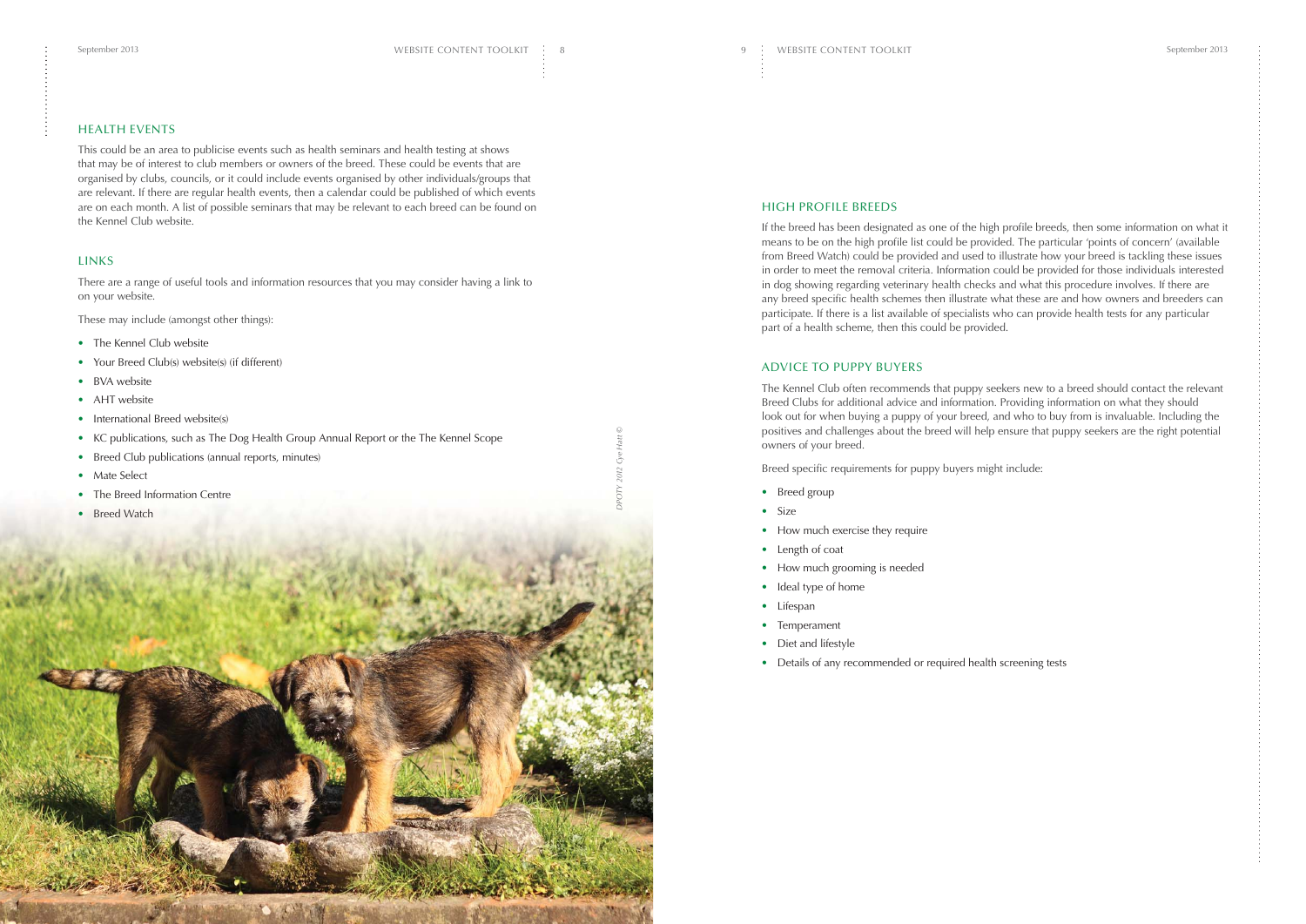## HEALTH EVENTS

This could be an area to publicise events such as health seminars and health testing at shows that may be of interest to club members or owners of the breed. These could be events that are organised by clubs, councils, or it could include events organised by other individuals/groups that are relevant. If there are regular health events, then a calendar could be published of which events are on each month. A list of possible seminars that may be relevant to each breed can be found on the Kennel Club website.

## LINKS

There are a range of useful tools and information resources that you may consider having a link to on your website.

These may include (amongst other things):

- The Kennel Club website
- Your Breed Club(s) website(s) (if different)
- BVA website
- AHT website
- International Breed website(s)
- KC publications, such as The Dog Health Group Annual Report or the The Kennel Scope
- Breed Club publications (annual reports, minutes)
- Mate Select
- The Breed Information Centre
- Breed Watch

*DPOTY 2012 Cye Hatt ©*

## HIGH PROFILE BREEDS

If the breed has been designated as one of the high profile breeds, then some information on what it means to be on the high profile list could be provided. The particular 'points of concern' (available from Breed Watch) could be provided and used to illustrate how your breed is tackling these issues in order to meet the removal criteria. Information could be provided for those individuals interested in dog showing regarding veterinary health checks and what this procedure involves. If there are any breed specific health schemes then illustrate what these are and how owners and breeders can participate. If there is a list available of specialists who can provide health tests for any particular part of a health scheme, then this could be provided.

## ADVICE TO PUPPY BUYERS

The Kennel Club often recommends that puppy seekers new to a breed should contact the relevant Breed Clubs for additional advice and information. Providing information on what they should look out for when buying a puppy of your breed, and who to buy from is invaluable. Including the positives and challenges about the breed will help ensure that puppy seekers are the right potential owners of your breed.

Breed specific requirements for puppy buyers might include:

- Breed group
- Size
- How much exercise they require
- Length of coat
- How much grooming is needed
- Ideal type of home
- Lifespan
- Temperament
- Diet and lifestyle
- Details of any recommended or required health screening tests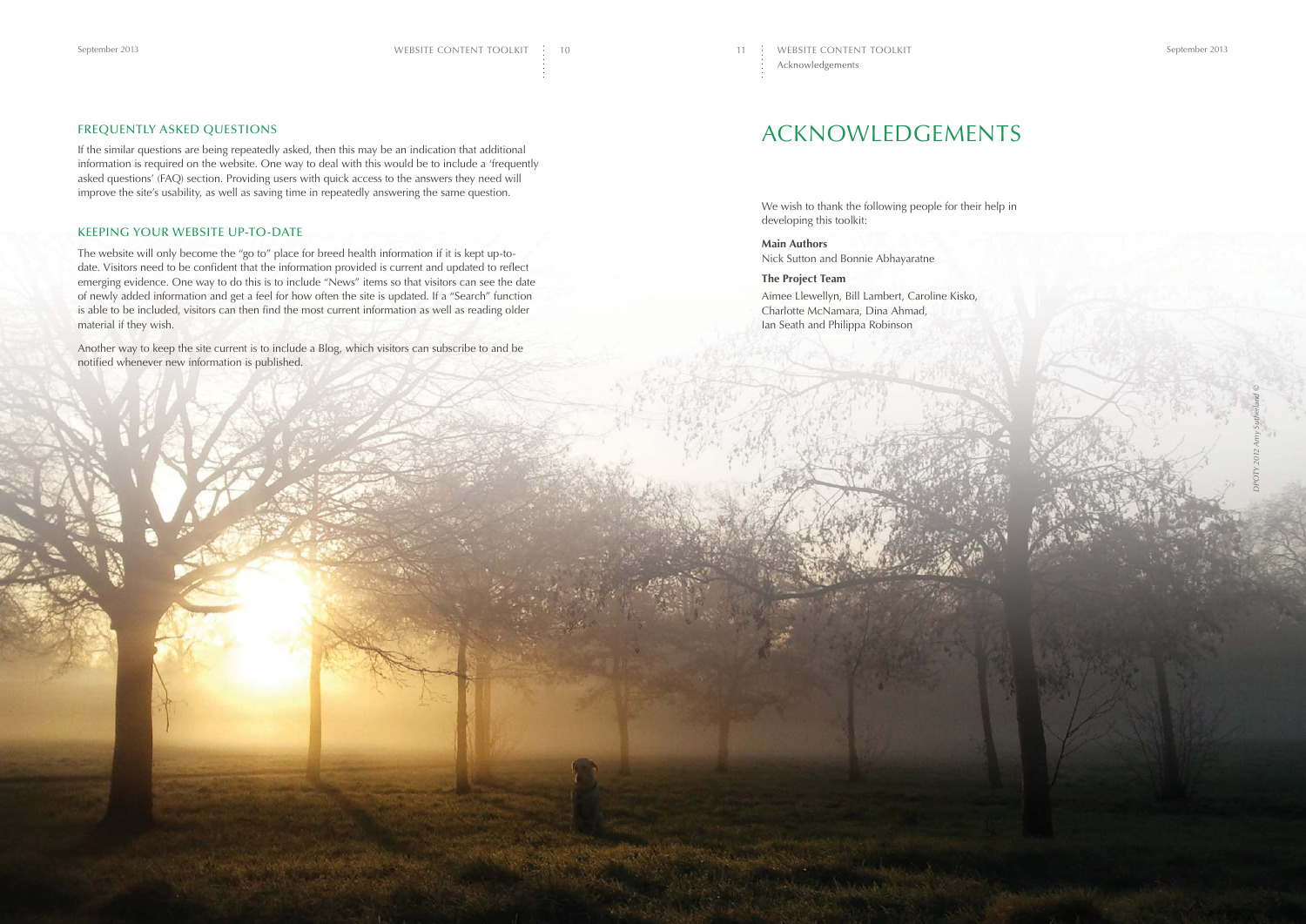## FREQUENTLY ASKED QUESTIONS

If the similar questions are being repeatedly asked, then this may be an indication that additional information is required on the website. One way to deal with this would be to include a 'frequently asked questions' (FAQ) section. Providing users with quick access to the answers they need will improve the site's usability, as well as saving time in repeatedly answering the same question.

## KEEPING YOUR WEBSITE UP-TO-DATE

The website will only become the "go to" place for breed health information if it is kept up-to-date. Visitors need to be confident that the information provided is current and updated to reflect emerging evidence. One way to do this is to include "News" items so that visitors can see the date of newly added information and get a feel for how often the site is updated. If a "Search" function is able to be included, visitors can then find the most current information as well as reading older material if they wish.

Another way to keep the site current is to include a Blog, which visitors can subscribe to and be notified whenever new information is published.

# ACKNOWLEDGEMENTS

We wish to thank the following people for their help in developing this toolkit:

**Main Authors**
Nick Sutton and Bonnie Abhayaratne

**The Project Team**
Aimee Llewellyn, Bill Lambert, Caroline Kisko, Charlotte McNamara, Dina Ahmad, Ian Seath and Philippa Robinson

*DPOTY 2012 Amy Sutherland ©*